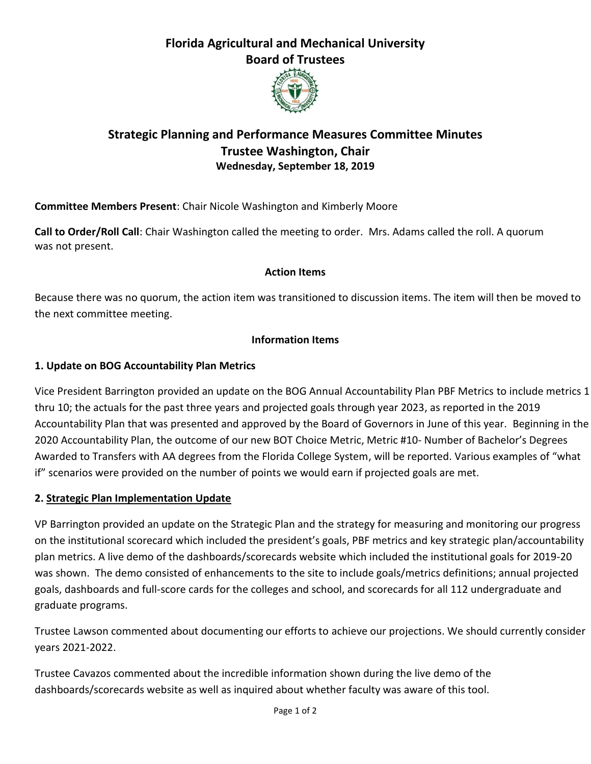# Florida Agricultural and Mechanical University
# Board of Trustees

## Strategic Planning and Performance Measures Committee Minutes
## Trustee Washington, Chair
### Wednesday, September 18, 2019

**Committee Members Present**: Chair Nicole Washington and Kimberly Moore

**Call to Order/Roll Call**: Chair Washington called the meeting to order. Mrs. Adams called the roll. A quorum was not present.

**Action Items**

Because there was no quorum, the action item was transitioned to discussion items. The item will then be moved to the next committee meeting.

**Information Items**

**1. Update on BOG Accountability Plan Metrics**

Vice President Barrington provided an update on the BOG Annual Accountability Plan PBF Metrics to include metrics 1 thru 10; the actuals for the past three years and projected goals through year 2023, as reported in the 2019 Accountability Plan that was presented and approved by the Board of Governors in June of this year. Beginning in the 2020 Accountability Plan, the outcome of our new BOT Choice Metric, Metric #10- Number of Bachelor's Degrees Awarded to Transfers with AA degrees from the Florida College System, will be reported. Various examples of "what if" scenarios were provided on the number of points we would earn if projected goals are met.

**2. Strategic Plan Implementation Update**

VP Barrington provided an update on the Strategic Plan and the strategy for measuring and monitoring our progress on the institutional scorecard which included the president's goals, PBF metrics and key strategic plan/accountability plan metrics. A live demo of the dashboards/scorecards website which included the institutional goals for 2019-20 was shown. The demo consisted of enhancements to the site to include goals/metrics definitions; annual projected goals, dashboards and full-score cards for the colleges and school, and scorecards for all 112 undergraduate and graduate programs.

Trustee Lawson commented about documenting our efforts to achieve our projections. We should currently consider years 2021-2022.

Trustee Cavazos commented about the incredible information shown during the live demo of the dashboards/scorecards website as well as inquired about whether faculty was aware of this tool.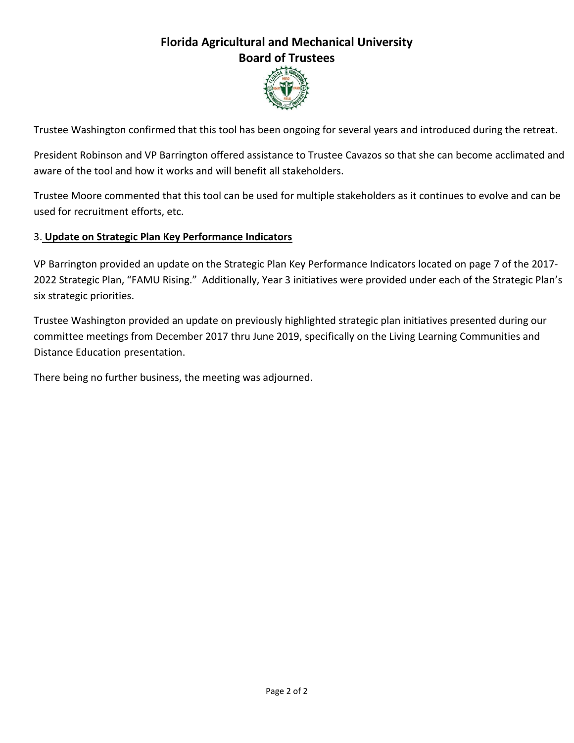Trustee Washington confirmed that this tool has been ongoing for several years and introduced during the retreat.

President Robinson and VP Barrington offered assistance to Trustee Cavazos so that she can become acclimated and aware of the tool and how it works and will benefit all stakeholders.

Trustee Moore commented that this tool can be used for multiple stakeholders as it continues to evolve and can be used for recruitment efforts, etc.

3. **Update on Strategic Plan Key Performance Indicators**

VP Barrington provided an update on the Strategic Plan Key Performance Indicators located on page 7 of the 2017-2022 Strategic Plan, "FAMU Rising." Additionally, Year 3 initiatives were provided under each of the Strategic Plan's six strategic priorities.

Trustee Washington provided an update on previously highlighted strategic plan initiatives presented during our committee meetings from December 2017 thru June 2019, specifically on the Living Learning Communities and Distance Education presentation.

There being no further business, the meeting was adjourned.